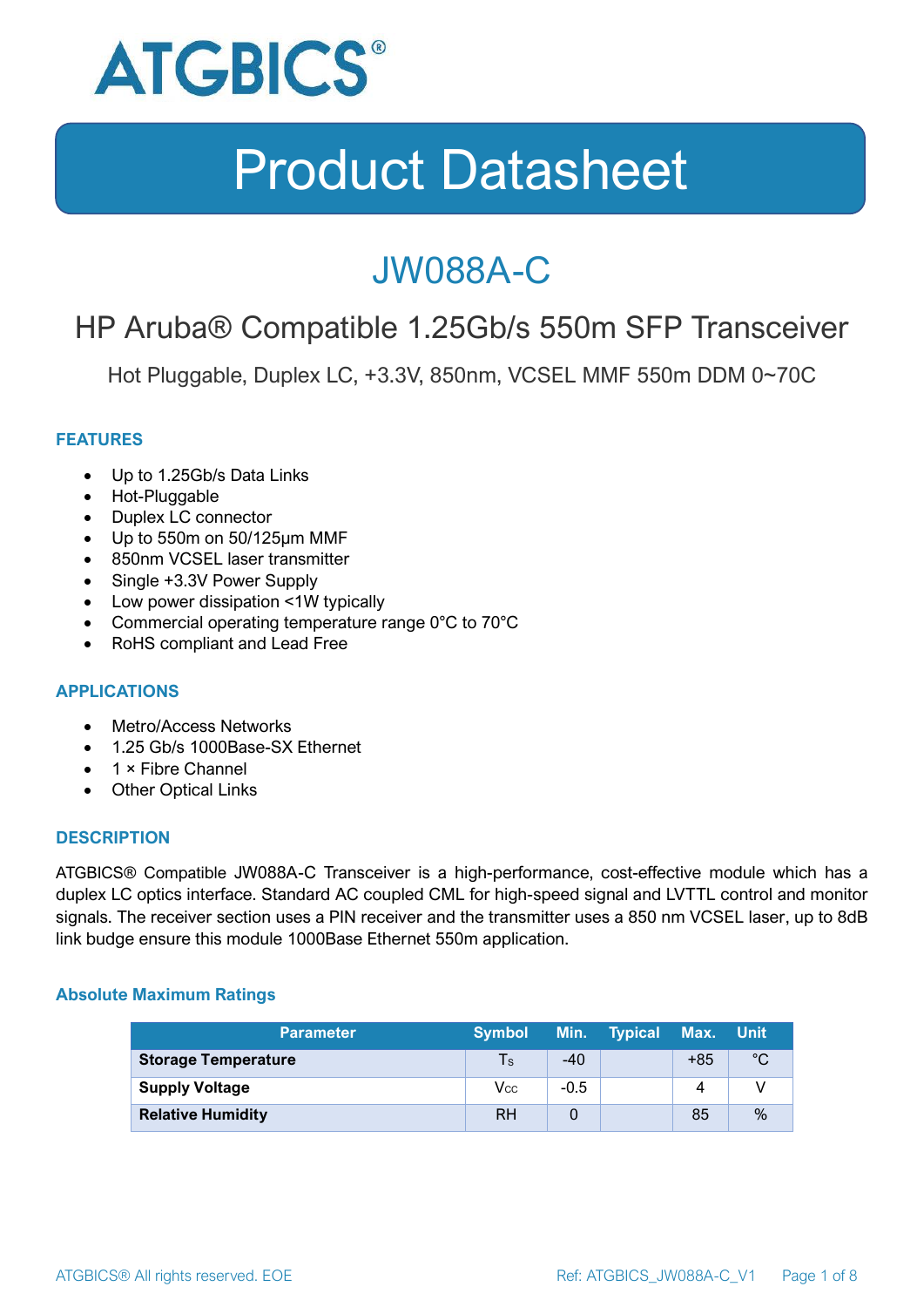ATGBICS®

# Product Datasheet

## JW088A-C

### HP Aruba® Compatible 1.25Gb/s 550m SFP Transceiver

Hot Pluggable, Duplex LC, +3.3V, 850nm, VCSEL MMF 550m DDM 0~70C

#### FEATURES

- Up to 1.25Gb/s Data Links
- Hot-Pluggable
- Duplex LC connector
- Up to 550m on 50/125μm MMF
- 850nm VCSEL laser transmitter
- Single +3.3V Power Supply
- Low power dissipation <1W typically
- Commercial operating temperature range 0°C to 70°C
- RoHS compliant and Lead Free

#### APPLICATIONS

- Metro/Access Networks
- 1.25 Gb/s 1000Base-SX Ethernet
- 1 × Fibre Channel
- Other Optical Links

#### DESCRIPTION

ATGBICS® Compatible JW088A-C Transceiver is a high-performance, cost-effective module which has a duplex LC optics interface. Standard AC coupled CML for high-speed signal and LVTTL control and monitor signals. The receiver section uses a PIN receiver and the transmitter uses a 850 nm VCSEL laser, up to 8dB link budge ensure this module 1000Base Ethernet 550m application.

#### Absolute Maximum Ratings

| Parameter | Symbol | Min. | Typical | Max. | Unit |
|---|---|---|---|---|---|
| **Storage Temperature** | $T_S$ | -40 | | +85 | °C |
| **Supply Voltage** | $V_{CC}$ | -0.5 | | 4 | V |
| **Relative Humidity** | RH | 0 | | 85 | % |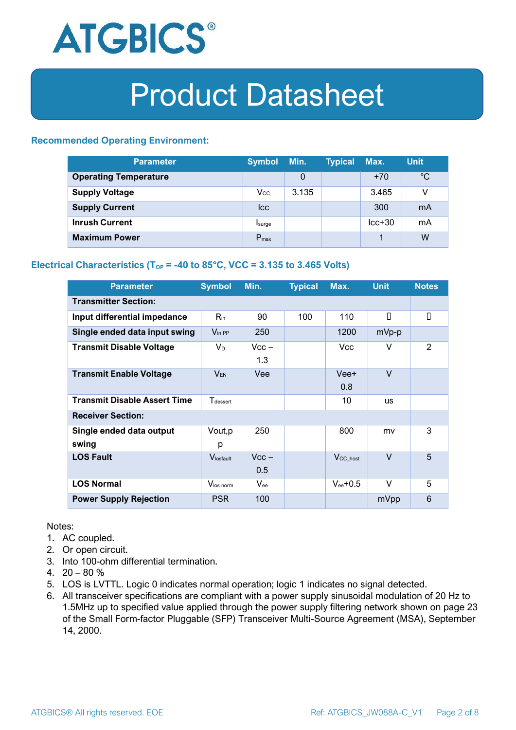# Product Datasheet

### Recommended Operating Environment:

| Parameter | Symbol | Min. | Typical | Max. | Unit |
|---|---|---|---|---|---|
| **Operating Temperature** | | 0 | | +70 | °C |
| **Supply Voltage** | Vcc | 3.135 | | 3.465 | V |
| **Supply Current** | Icc | | | 300 | mA |
| **Inrush Current** | $I_{surge}$ | | | Icc+30 | mA |
| **Maximum Power** | $P_{max}$ | | | 1 | W |

### Electrical Characteristics ($T_{OP}$ = -40 to 85°C, VCC = 3.135 to 3.465 Volts)

| Parameter | Symbol | Min. | Typical | Max. | Unit | Notes |
|---|---|---|---|---|---|---|
| **Transmitter Section:** | | | | | | |
| **Input differential impedance** | $R_{in}$ | 90 | 100 | 110 | | |
| **Single ended data input swing** | $V_{in\ PP}$ | 250 | | 1200 | mVp-p | |
| **Transmit Disable Voltage** | $V_D$ | Vcc – 1.3 | | Vcc | V | 2 |
| **Transmit Enable Voltage** | $V_{EN}$ | Vee | | Vee+ 0.8 | V | |
| **Transmit Disable Assert Time** | $T_{dessert}$ | | | 10 | us | |
| **Receiver Section:** | | | | | | |
| **Single ended data output swing** | Vout,p p | 250 | | 800 | mv | 3 |
| **LOS Fault** | $V_{losfault}$ | Vcc – 0.5 | | $V_{CC\_host}$ | V | 5 |
| **LOS Normal** | $V_{los\ norm}$ | $V_{ee}$ | | $V_{ee}$+0.5 | V | 5 |
| **Power Supply Rejection** | PSR | 100 | | | mVpp | 6 |

Notes:

1. AC coupled.
2. Or open circuit.
3. Into 100-ohm differential termination.
4. 20 – 80 %
5. LOS is LVTTL. Logic 0 indicates normal operation; logic 1 indicates no signal detected.
6. All transceiver specifications are compliant with a power supply sinusoidal modulation of 20 Hz to 1.5MHz up to specified value applied through the power supply filtering network shown on page 23 of the Small Form-factor Pluggable (SFP) Transceiver Multi-Source Agreement (MSA), September 14, 2000.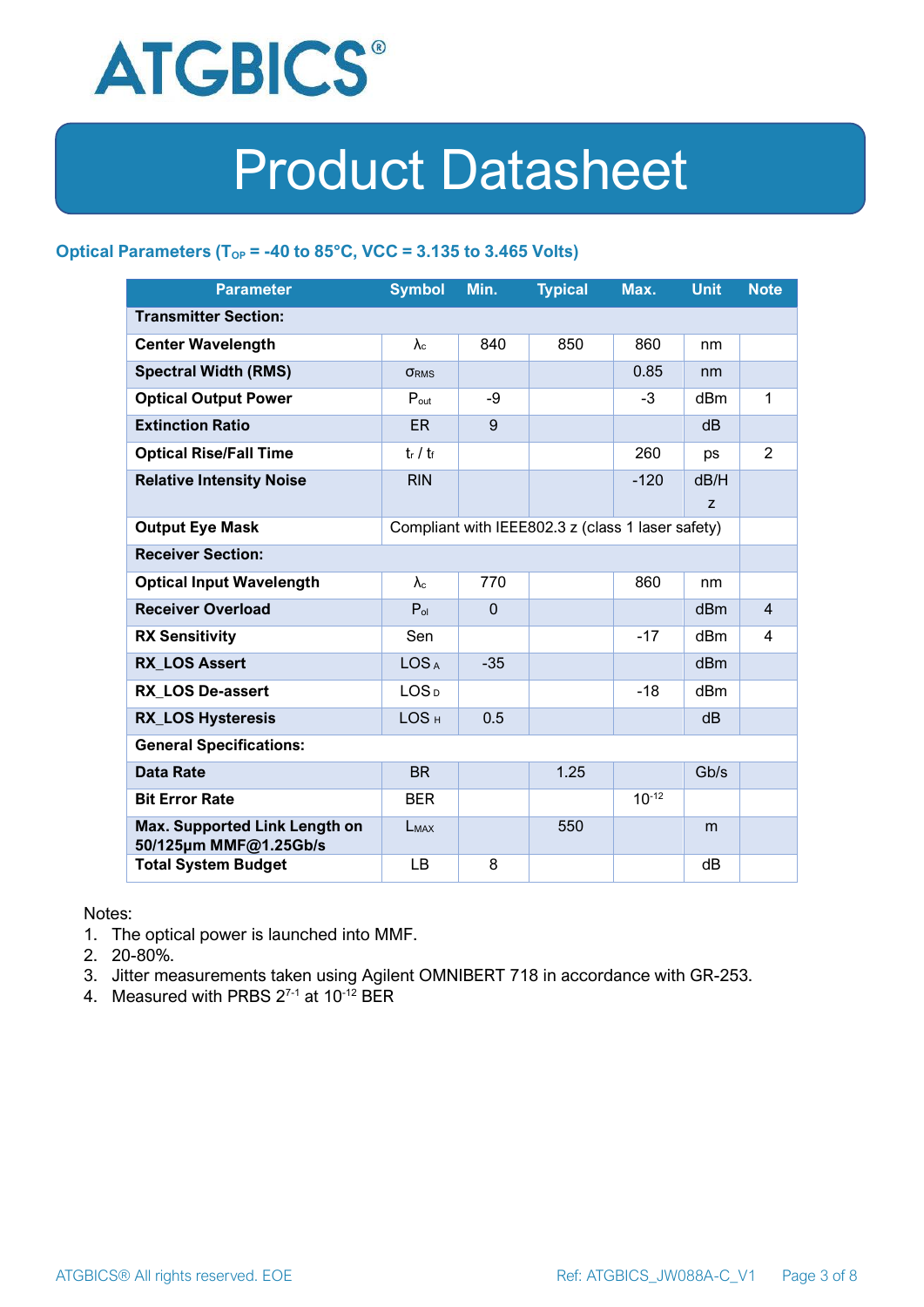## Optical Parameters ($T_{OP}$ = -40 to 85°C, VCC = 3.135 to 3.465 Volts)

| Parameter | Symbol | Min. | Typical | Max. | Unit | Note |
|---|---|---|---|---|---|---|
| **Transmitter Section:** | | | | | | |
| **Center Wavelength** | $\lambda_c$ | 840 | 850 | 860 | nm | |
| **Spectral Width (RMS)** | $\sigma_{RMS}$ | | | 0.85 | nm | |
| **Optical Output Power** | $P_{out}$ | -9 | | -3 | dBm | 1 |
| **Extinction Ratio** | ER | 9 | | | dB | |
| **Optical Rise/Fall Time** | $t_r$ / $t_f$ | | | 260 | ps | 2 |
| **Relative Intensity Noise** | RIN | | | -120 | dB/Hz | |
| **Output Eye Mask** | Compliant with IEEE802.3 z (class 1 laser safety) | | | | | |
| **Receiver Section:** | | | | | | |
| **Optical Input Wavelength** | $\lambda_c$ | 770 | | 860 | nm | |
| **Receiver Overload** | $P_{ol}$ | 0 | | | dBm | 4 |
| **RX Sensitivity** | Sen | | | -17 | dBm | 4 |
| **RX_LOS Assert** | $LOS_A$ | -35 | | | dBm | |
| **RX_LOS De-assert** | $LOS_D$ | | | -18 | dBm | |
| **RX_LOS Hysteresis** | $LOS_H$ | 0.5 | | | dB | |
| **General Specifications:** | | | | | | |
| **Data Rate** | BR | | 1.25 | | Gb/s | |
| **Bit Error Rate** | BER | | | $10^{-12}$ | | |
| **Max. Supported Link Length on 50/125µm MMF@1.25Gb/s** | $L_{MAX}$ | | 550 | | m | |
| **Total System Budget** | LB | 8 | | | dB | |

Notes:
1. The optical power is launched into MMF.
2. 20-80%.
3. Jitter measurements taken using Agilent OMNIBERT 718 in accordance with GR-253.
4. Measured with PRBS $2^{7-1}$ at $10^{-12}$ BER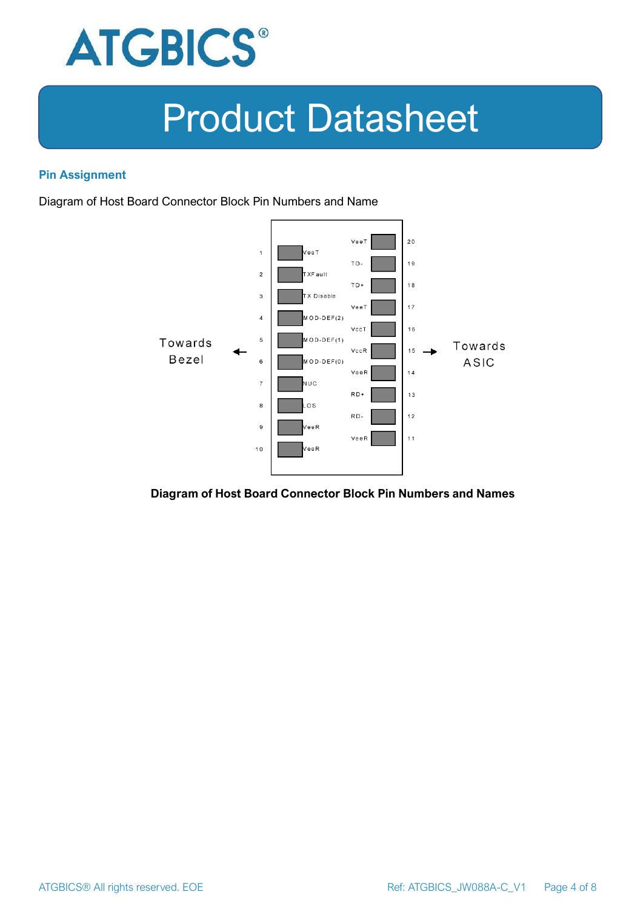## Pin Assignment

Diagram of Host Board Connector Block Pin Numbers and Name

Towards Bezel

1 VeeT
2 TXFault
3 TX Disable
4 MOD-DEF(2)
5 MOD-DEF(1)
6 MOD-DEF(0)
7 NUC
8 LOS
9 VeeR
10 VeeR

20 VeeT
19 TD-
18 TD+
17 VeeT
16 VccT
15 VccR
14 VeeR
13 RD+
12 RD-
11 VeeR

Towards ASIC

**Diagram of Host Board Connector Block Pin Numbers and Names**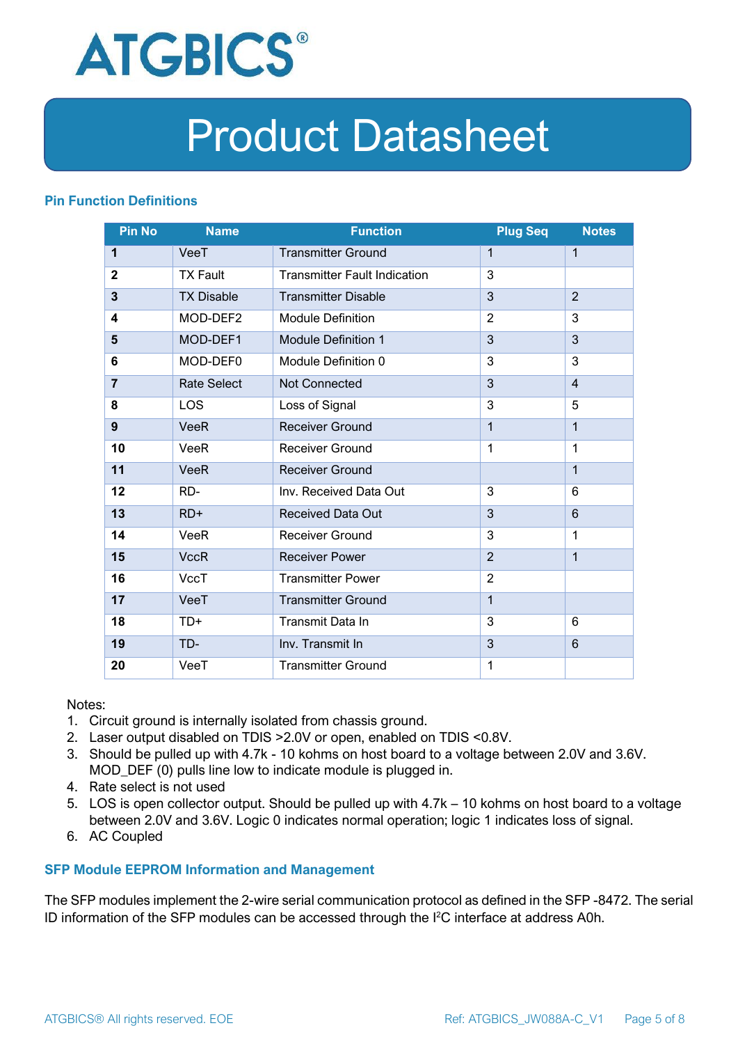### Pin Function Definitions

| Pin No | Name | Function | Plug Seq | Notes |
|---|---|---|---|---|
| **1** | VeeT | Transmitter Ground | 1 | 1 |
| **2** | TX Fault | Transmitter Fault Indication | 3 | |
| **3** | TX Disable | Transmitter Disable | 3 | 2 |
| **4** | MOD-DEF2 | Module Definition | 2 | 3 |
| **5** | MOD-DEF1 | Module Definition 1 | 3 | 3 |
| **6** | MOD-DEF0 | Module Definition 0 | 3 | 3 |
| **7** | Rate Select | Not Connected | 3 | 4 |
| **8** | LOS | Loss of Signal | 3 | 5 |
| **9** | VeeR | Receiver Ground | 1 | 1 |
| **10** | VeeR | Receiver Ground | 1 | 1 |
| **11** | VeeR | Receiver Ground | | 1 |
| **12** | RD- | Inv. Received Data Out | 3 | 6 |
| **13** | RD+ | Received Data Out | 3 | 6 |
| **14** | VeeR | Receiver Ground | 3 | 1 |
| **15** | VccR | Receiver Power | 2 | 1 |
| **16** | VccT | Transmitter Power | 2 | |
| **17** | VeeT | Transmitter Ground | 1 | |
| **18** | TD+ | Transmit Data In | 3 | 6 |
| **19** | TD- | Inv. Transmit In | 3 | 6 |
| **20** | VeeT | Transmitter Ground | 1 | |

Notes:

1. Circuit ground is internally isolated from chassis ground.
2. Laser output disabled on TDIS >2.0V or open, enabled on TDIS <0.8V.
3. Should be pulled up with 4.7k - 10 kohms on host board to a voltage between 2.0V and 3.6V. MOD_DEF (0) pulls line low to indicate module is plugged in.
4. Rate select is not used
5. LOS is open collector output. Should be pulled up with 4.7k – 10 kohms on host board to a voltage between 2.0V and 3.6V. Logic 0 indicates normal operation; logic 1 indicates loss of signal.
6. AC Coupled

### SFP Module EEPROM Information and Management

The SFP modules implement the 2-wire serial communication protocol as defined in the SFP -8472. The serial ID information of the SFP modules can be accessed through the I[2]C interface at address A0h.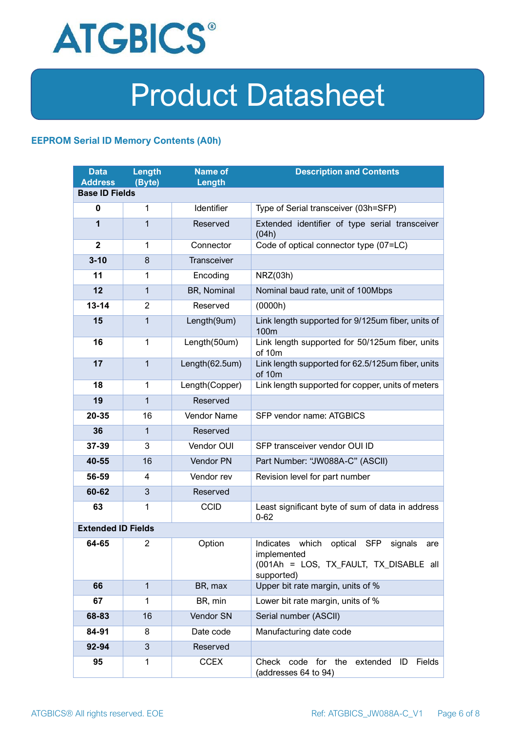## EEPROM Serial ID Memory Contents (A0h)

| Data Address | Length (Byte) | Name of Length | Description and Contents |
|---|---|---|---|
| **Base ID Fields** | | | |
| **0** | 1 | Identifier | Type of Serial transceiver (03h=SFP) |
| **1** | 1 | Reserved | Extended identifier of type serial transceiver (04h) |
| **2** | 1 | Connector | Code of optical connector type (07=LC) |
| **3-10** | 8 | Transceiver | |
| **11** | 1 | Encoding | NRZ(03h) |
| **12** | 1 | BR, Nominal | Nominal baud rate, unit of 100Mbps |
| **13-14** | 2 | Reserved | (0000h) |
| **15** | 1 | Length(9um) | Link length supported for 9/125um fiber, units of 100m |
| **16** | 1 | Length(50um) | Link length supported for 50/125um fiber, units of 10m |
| **17** | 1 | Length(62.5um) | Link length supported for 62.5/125um fiber, units of 10m |
| **18** | 1 | Length(Copper) | Link length supported for copper, units of meters |
| **19** | 1 | Reserved | |
| **20-35** | 16 | Vendor Name | SFP vendor name: ATGBICS |
| **36** | 1 | Reserved | |
| **37-39** | 3 | Vendor OUI | SFP transceiver vendor OUI ID |
| **40-55** | 16 | Vendor PN | Part Number: "JW088A-C" (ASCII) |
| **56-59** | 4 | Vendor rev | Revision level for part number |
| **60-62** | 3 | Reserved | |
| **63** | 1 | CCID | Least significant byte of sum of data in address 0-62 |
| **Extended ID Fields** | | | |
| **64-65** | 2 | Option | Indicates which optical SFP signals are implemented (001Ah = LOS, TX_FAULT, TX_DISABLE all supported) |
| **66** | 1 | BR, max | Upper bit rate margin, units of % |
| **67** | 1 | BR, min | Lower bit rate margin, units of % |
| **68-83** | 16 | Vendor SN | Serial number (ASCII) |
| **84-91** | 8 | Date code | Manufacturing date code |
| **92-94** | 3 | Reserved | |
| **95** | 1 | CCEX | Check code for the extended ID Fields (addresses 64 to 94) |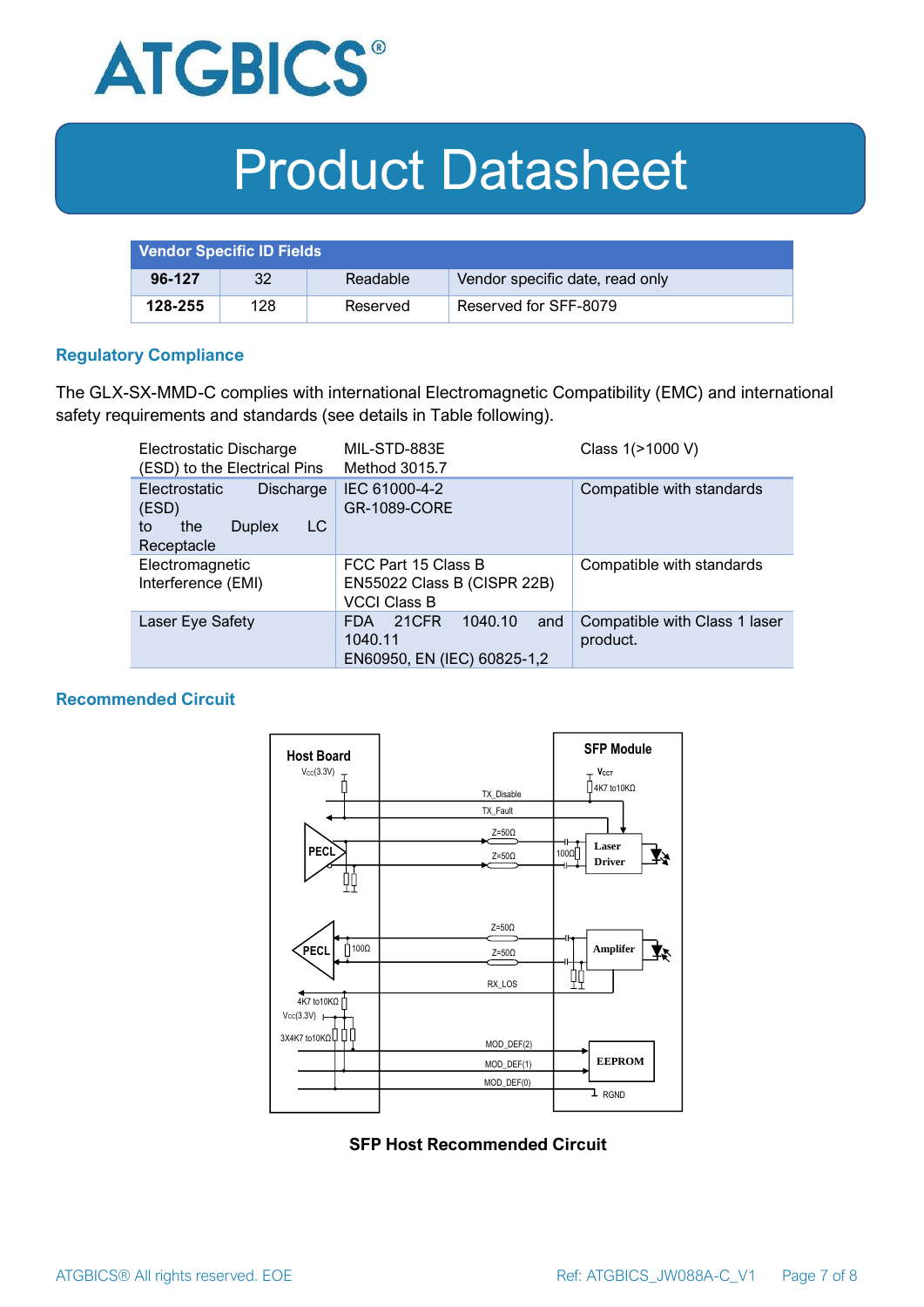| Vendor Specific ID Fields | | | |
|---|---|---|---|
| **96-127** | 32 | Readable | Vendor specific date, read only |
| **128-255** | 128 | Reserved | Reserved for SFF-8079 |

## Regulatory Compliance

The GLX-SX-MMD-C complies with international Electromagnetic Compatibility (EMC) and international safety requirements and standards (see details in Table following).

| | | |
|---|---|---|
| Electrostatic Discharge (ESD) to the Electrical Pins | MIL-STD-883E Method 3015.7 | Class 1(>1000 V) |
| Electrostatic Discharge (ESD) to the Duplex LC Receptacle | IEC 61000-4-2 GR-1089-CORE | Compatible with standards |
| Electromagnetic Interference (EMI) | FCC Part 15 Class B EN55022 Class B (CISPR 22B) VCCI Class B | Compatible with standards |
| Laser Eye Safety | FDA 21CFR 1040.10 and 1040.11 EN60950, EN (IEC) 60825-1,2 | Compatible with Class 1 laser product. |

## Recommended Circuit

Host Board
Vcc(3.3V)
PECL
PECL
100Ω
4K7 to10KΩ
Vcc(3.3V)
3X4K7 to10KΩ
TX_Disable
TX_Fault
Z=50Ω
Z=50Ω
Z=50Ω
Z=50Ω
RX_LOS
MOD_DEF(2)
MOD_DEF(1)
MOD_DEF(0)
SFP Module
VCCT
4K7 to10KΩ
100Ω
Laser Driver
Amplifer
EEPROM
RGND

**SFP Host Recommended Circuit**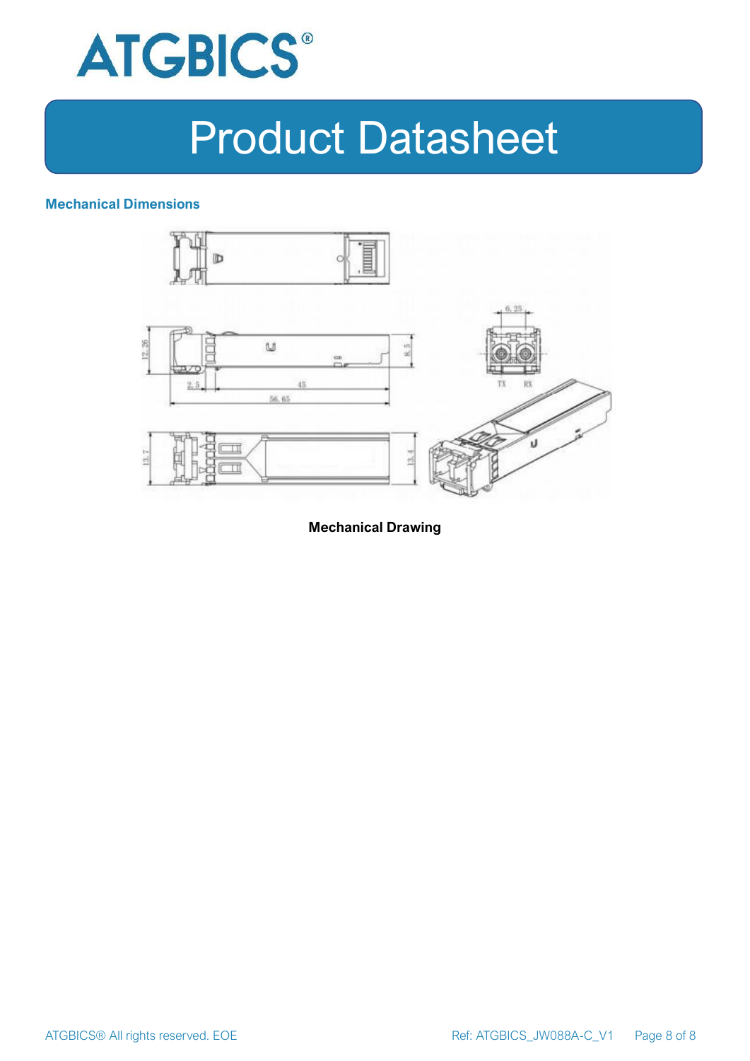### Mechanical Dimensions

6.25

12.26

8.5

2.5

45

56.65

TX

RX

13.7

13.4

**Mechanical Drawing**